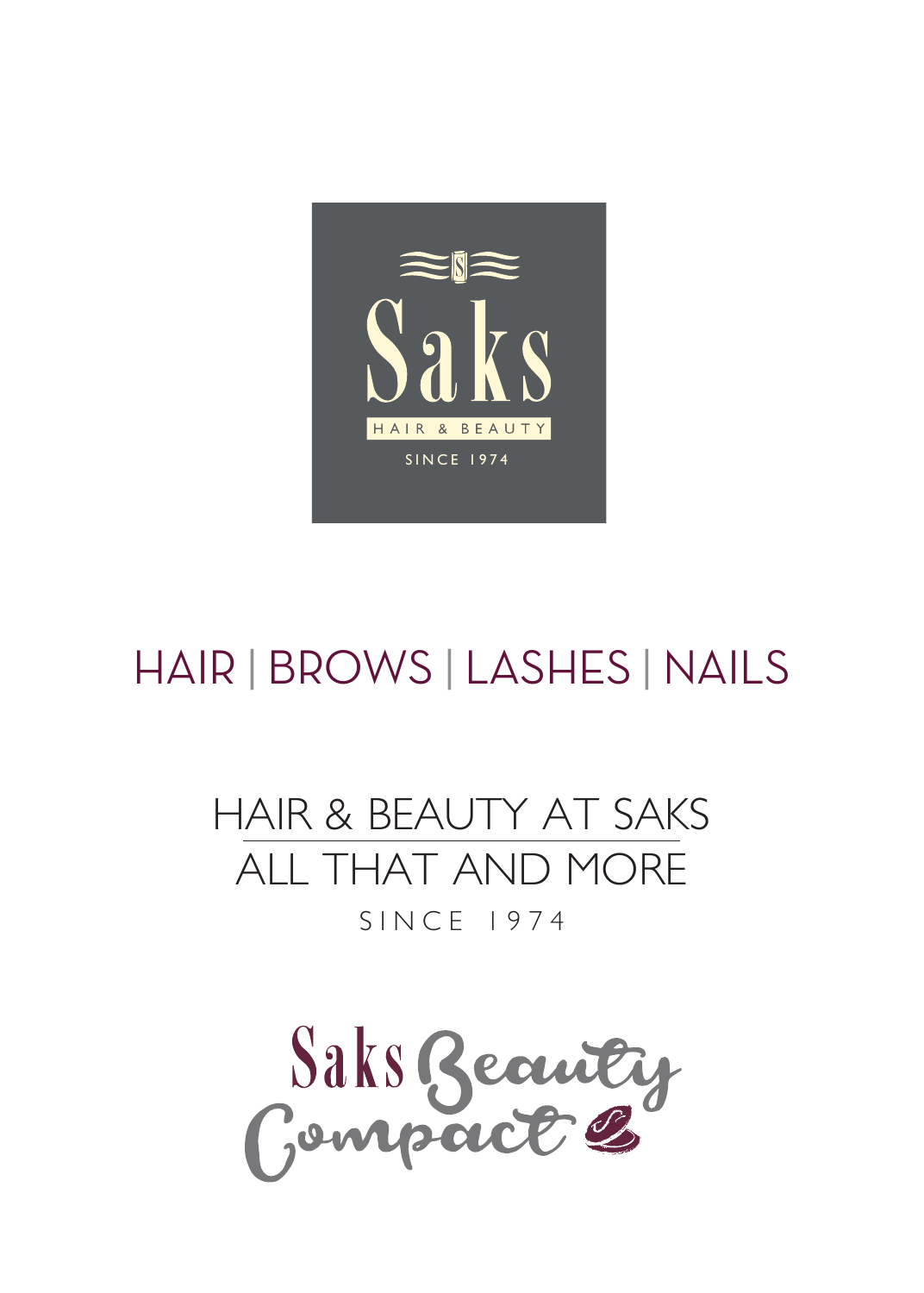# Saks

HAIR & BEAUTY

SINCE 1974

## HAIR | BROWS | LASHES | NAILS

HAIR & BEAUTY AT SAKS

ALL THAT AND MORE

SINCE 1974

Saks Beauty Compact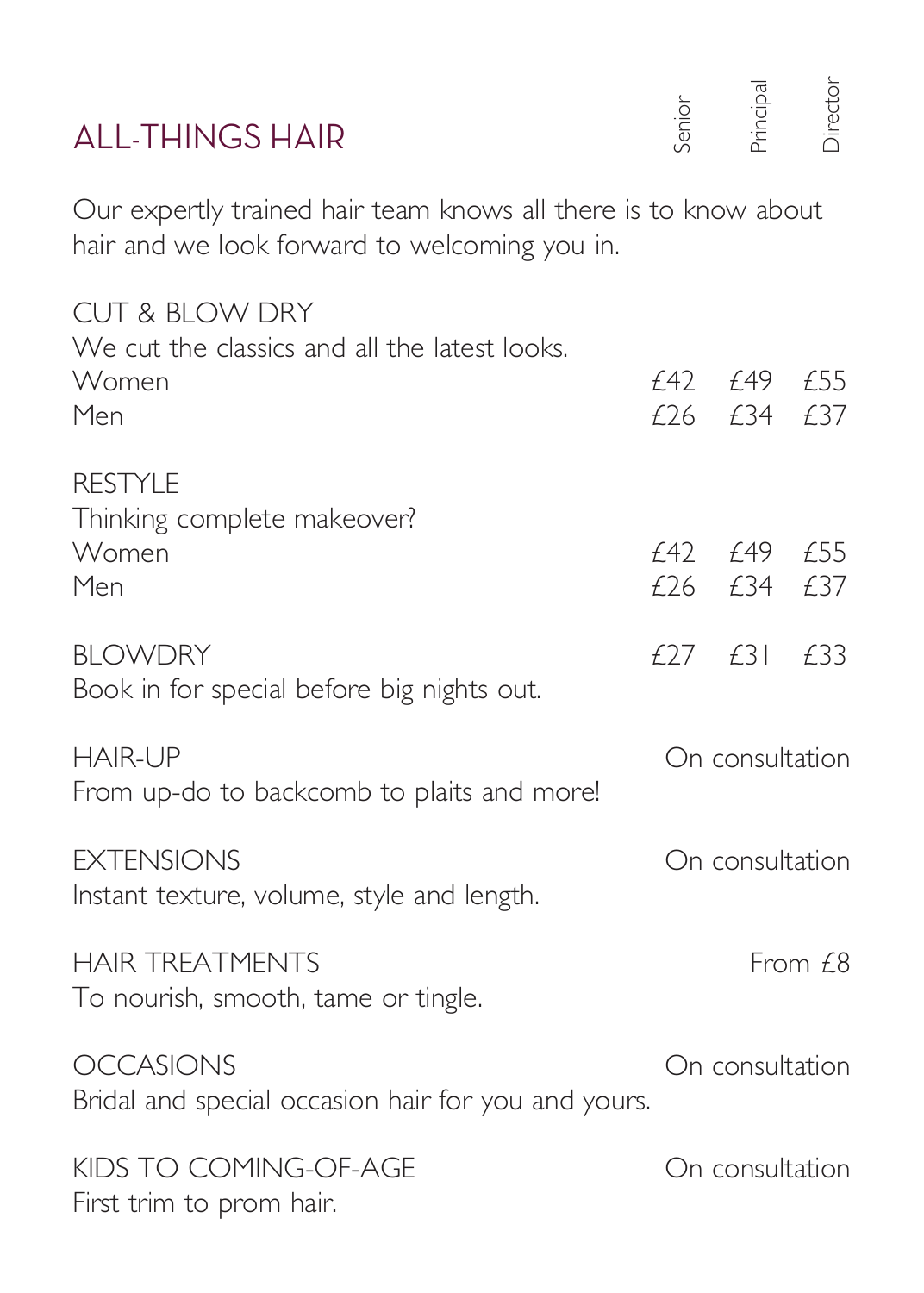# ALL-THINGS HAIR

Our expertly trained hair team knows all there is to know about hair and we look forward to welcoming you in.

| | Senior | Principal | Director |
|---|---|---|---|
| **CUT & BLOW DRY** | | | |
| We cut the classics and all the latest looks. | | | |
| Women | £42 | £49 | £55 |
| Men | £26 | £34 | £37 |
| **RESTYLE** | | | |
| Thinking complete makeover? | | | |
| Women | £42 | £49 | £55 |
| Men | £26 | £34 | £37 |
| **BLOWDRY** | £27 | £31 | £33 |
| Book in for special before big nights out. | | | |

HAIR-UP — On consultation
From up-do to backcomb to plaits and more!

EXTENSIONS — On consultation
Instant texture, volume, style and length.

HAIR TREATMENTS — From £8
To nourish, smooth, tame or tingle.

OCCASIONS — On consultation
Bridal and special occasion hair for you and yours.

KIDS TO COMING-OF-AGE — On consultation
First trim to prom hair.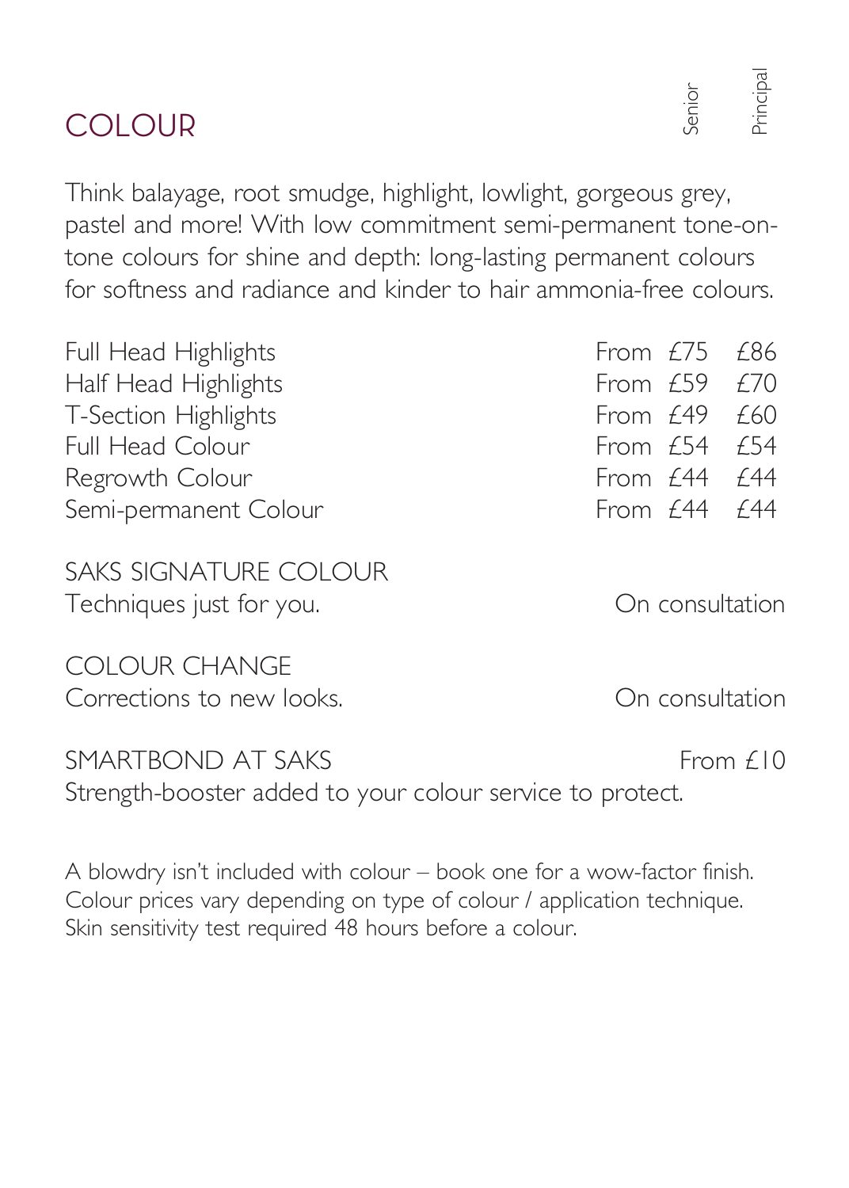# COLOUR

Think balayage, root smudge, highlight, lowlight, gorgeous grey, pastel and more! With low commitment semi-permanent tone-on-tone colours for shine and depth: long-lasting permanent colours for softness and radiance and kinder to hair ammonia-free colours.

| Service | Senior | Principal |
|---|---|---|
| Full Head Highlights | From £75 | £86 |
| Half Head Highlights | From £59 | £70 |
| T-Section Highlights | From £49 | £60 |
| Full Head Colour | From £54 | £54 |
| Regrowth Colour | From £44 | £44 |
| Semi-permanent Colour | From £44 | £44 |

SAKS SIGNATURE COLOUR
Techniques just for you. — On consultation

COLOUR CHANGE
Corrections to new looks. — On consultation

SMARTBOND AT SAKS — From £10
Strength-booster added to your colour service to protect.

A blowdry isn't included with colour – book one for a wow-factor finish.
Colour prices vary depending on type of colour / application technique.
Skin sensitivity test required 48 hours before a colour.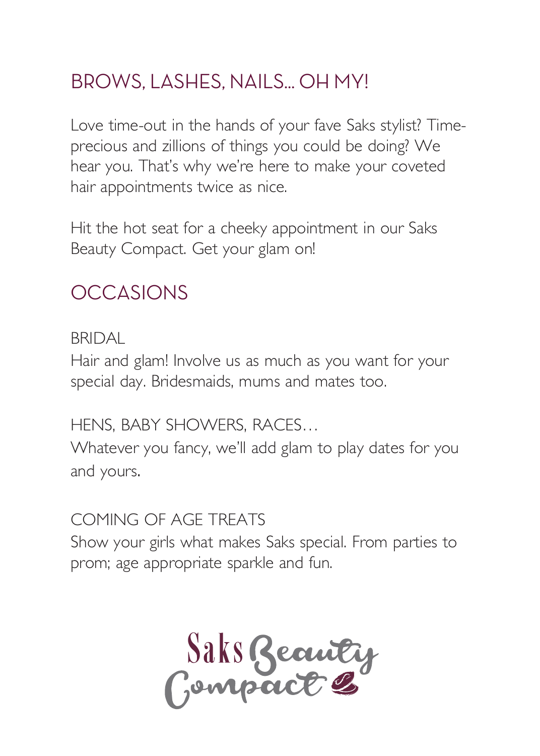## BROWS, LASHES, NAILS... OH MY!

Love time-out in the hands of your fave Saks stylist? Time-precious and zillions of things you could be doing? We hear you. That's why we're here to make your coveted hair appointments twice as nice.

Hit the hot seat for a cheeky appointment in our Saks Beauty Compact. Get your glam on!

## OCCASIONS

BRIDAL

Hair and glam! Involve us as much as you want for your special day. Bridesmaids, mums and mates too.

HENS, BABY SHOWERS, RACES…

Whatever you fancy, we'll add glam to play dates for you and yours.

COMING OF AGE TREATS

Show your girls what makes Saks special. From parties to prom; age appropriate sparkle and fun.

Saks Beauty Compact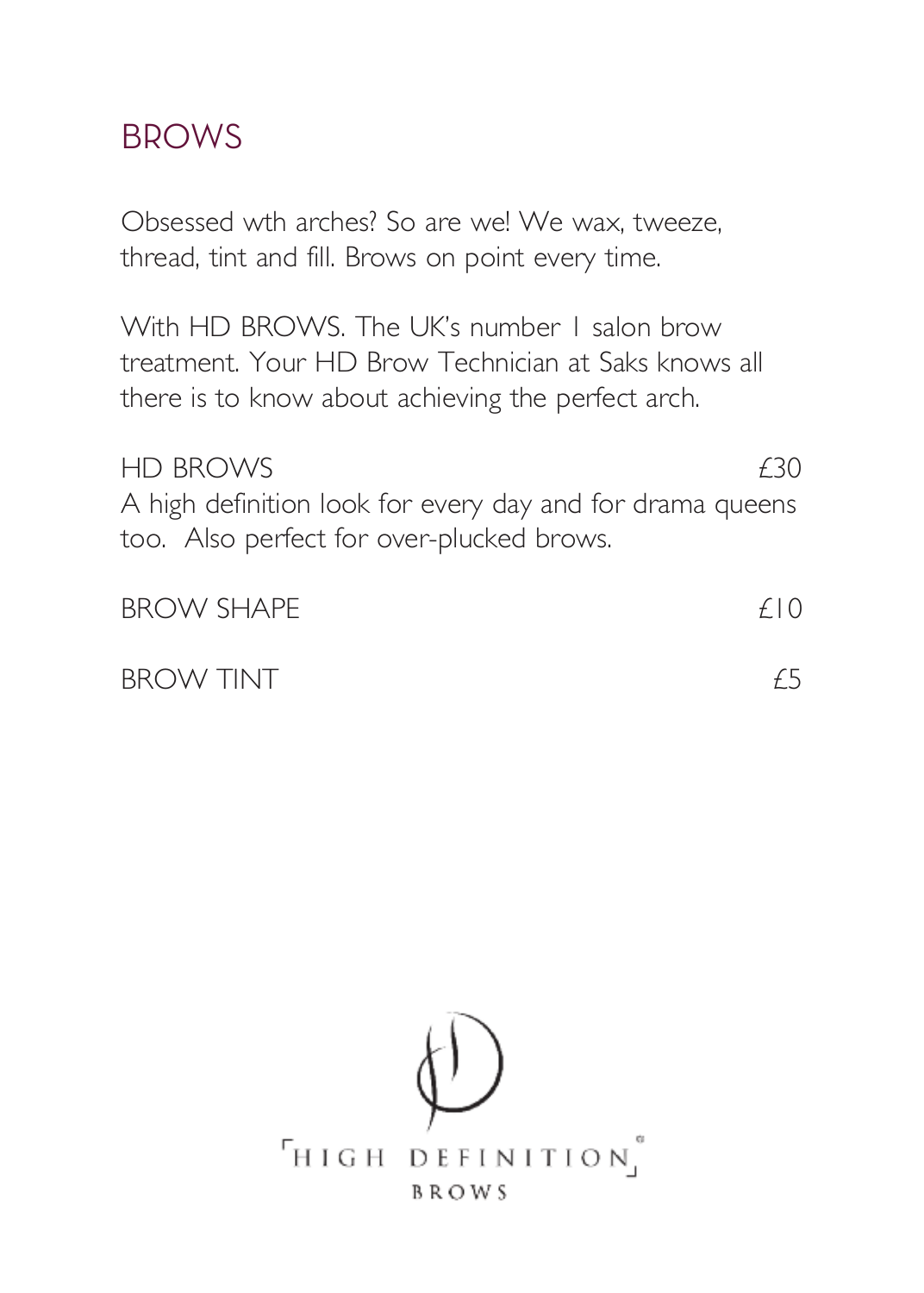## BROWS

Obsessed wth arches? So are we! We wax, tweeze, thread, tint and fill. Brows on point every time.

With HD BROWS. The UK's number 1 salon brow treatment. Your HD Brow Technician at Saks knows all there is to know about achieving the perfect arch.

| | |
|---|---|
| HD BROWS | £30 |

A high definition look for every day and for drama queens too. Also perfect for over-plucked brows.

| | |
|---|---|
| BROW SHAPE | £10 |
| BROW TINT | £5 |

HIGH DEFINITION BROWS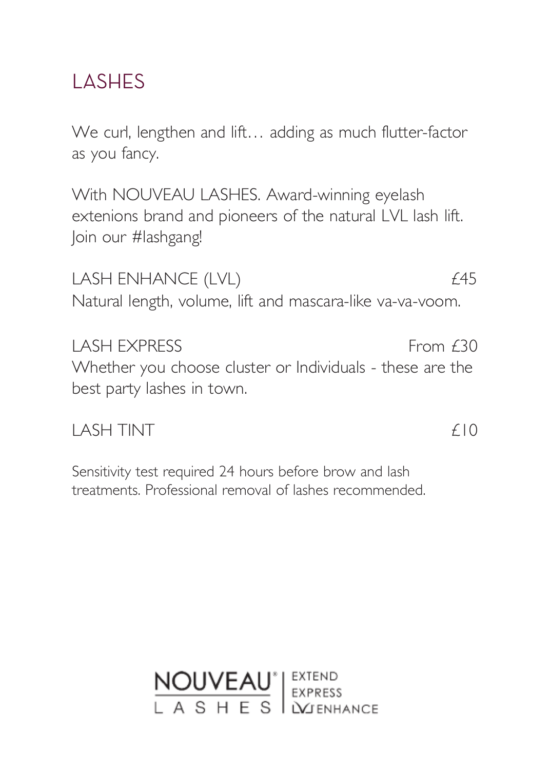# LASHES

We curl, lengthen and lift… adding as much flutter-factor as you fancy.

With NOUVEAU LASHES. Award-winning eyelash extenions brand and pioneers of the natural LVL lash lift. Join our #lashgang!

LASH ENHANCE (LVL) £45

Natural length, volume, lift and mascara-like va-va-voom.

LASH EXPRESS From £30

Whether you choose cluster or Individuals - these are the best party lashes in town.

LASH TINT £10

Sensitivity test required 24 hours before brow and lash treatments. Professional removal of lashes recommended.

NOUVEAU® LASHES | EXTEND EXPRESS LVL ENHANCE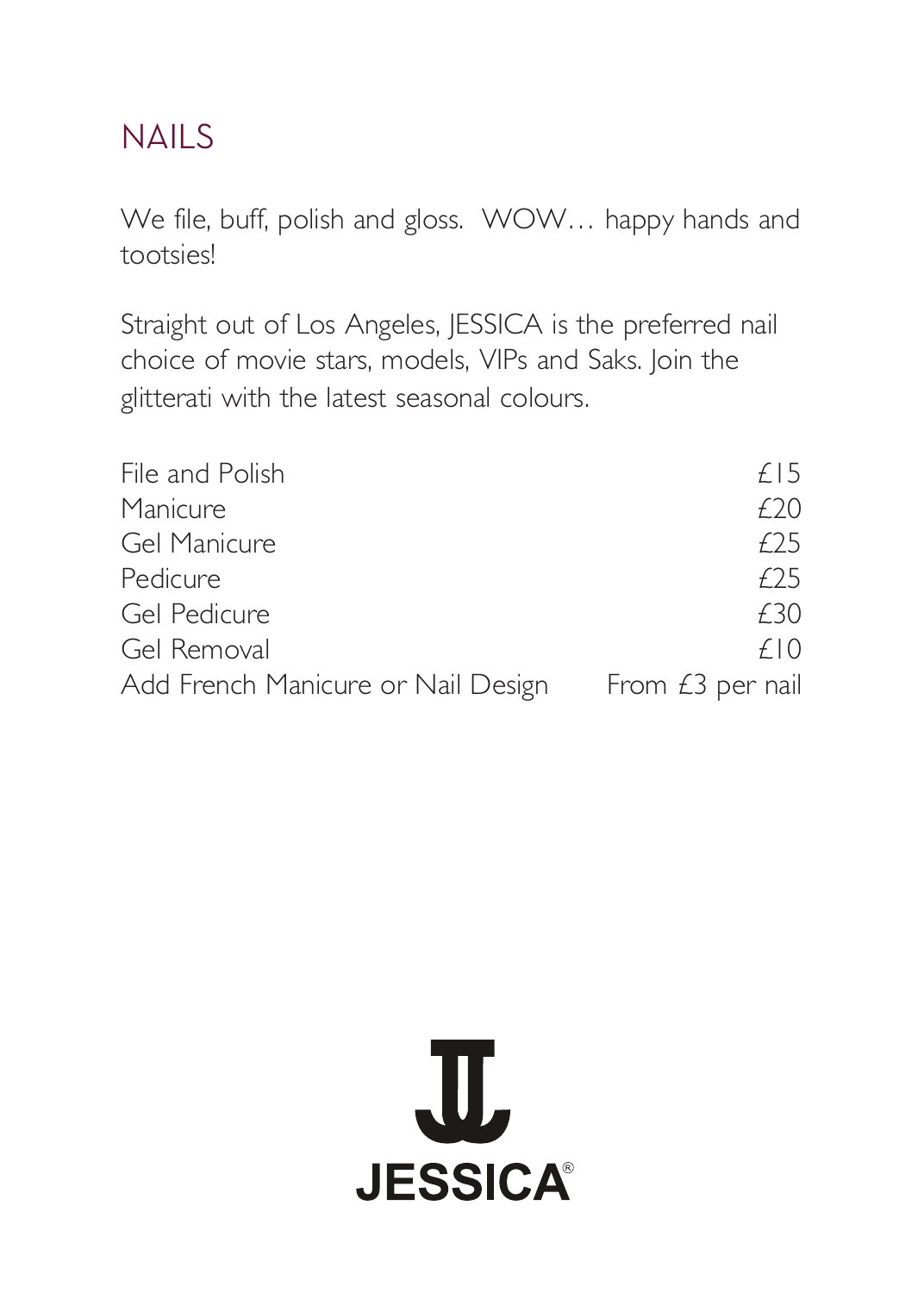# NAILS

We file, buff, polish and gloss. WOW… happy hands and tootsies!

Straight out of Los Angeles, JESSICA is the preferred nail choice of movie stars, models, VIPs and Saks. Join the glitterati with the latest seasonal colours.

| Service | Price |
|---|---|
| File and Polish | £15 |
| Manicure | £20 |
| Gel Manicure | £25 |
| Pedicure | £25 |
| Gel Pedicure | £30 |
| Gel Removal | £10 |
| Add French Manicure or Nail Design | From £3 per nail |

JESSICA®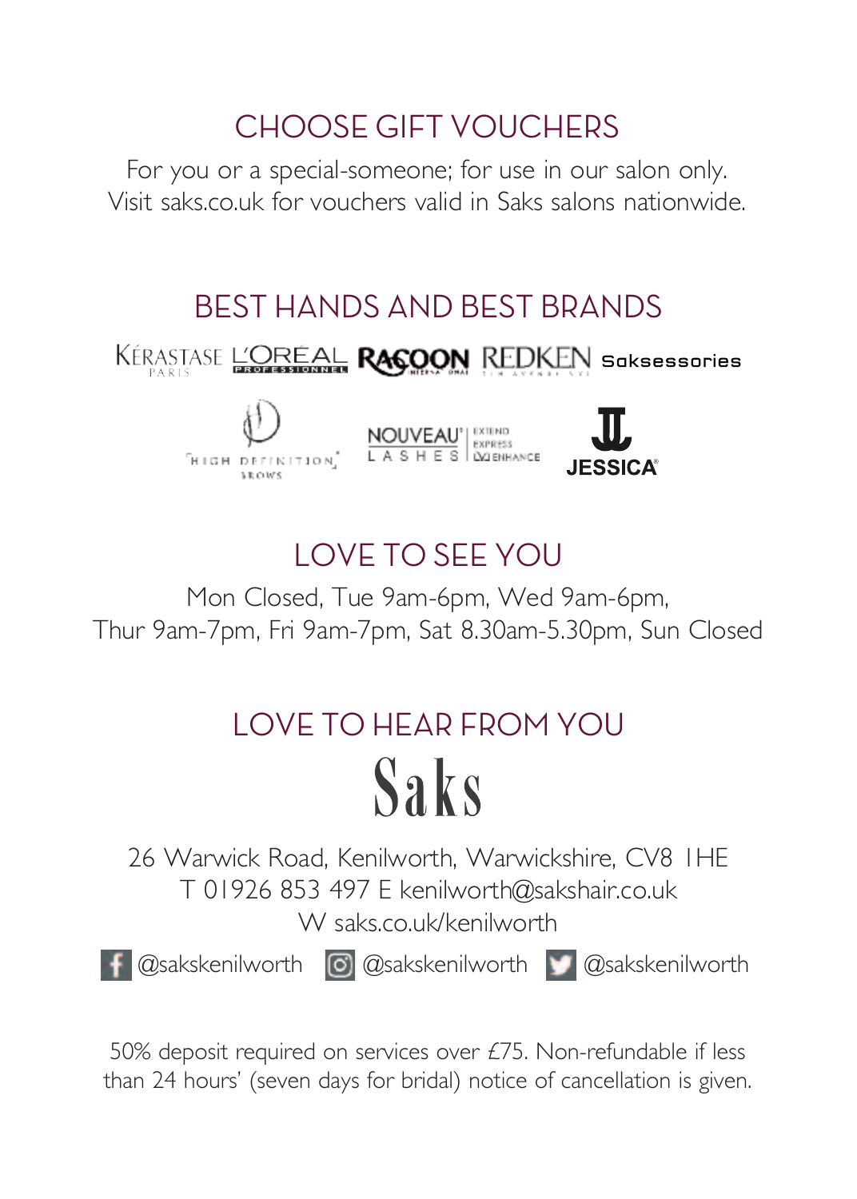## CHOOSE GIFT VOUCHERS

For you or a special-someone; for use in our salon only.
Visit saks.co.uk for vouchers valid in Saks salons nationwide.

## BEST HANDS AND BEST BRANDS

KÉRASTASE PARIS L'ORÉAL PROFESSIONNEL RACOON REDKEN Saksessories

HIGH DEFINITION BROWS NOUVEAU LASHES JESSICA

## LOVE TO SEE YOU

Mon Closed, Tue 9am-6pm, Wed 9am-6pm,
Thur 9am-7pm, Fri 9am-7pm, Sat 8.30am-5.30pm, Sun Closed

## LOVE TO HEAR FROM YOU

# Saks

26 Warwick Road, Kenilworth, Warwickshire, CV8 1HE
T 01926 853 497 E kenilworth@sakshair.co.uk
W saks.co.uk/kenilworth

@sakskenilworth @sakskenilworth @sakskenilworth

50% deposit required on services over £75. Non-refundable if less than 24 hours' (seven days for bridal) notice of cancellation is given.